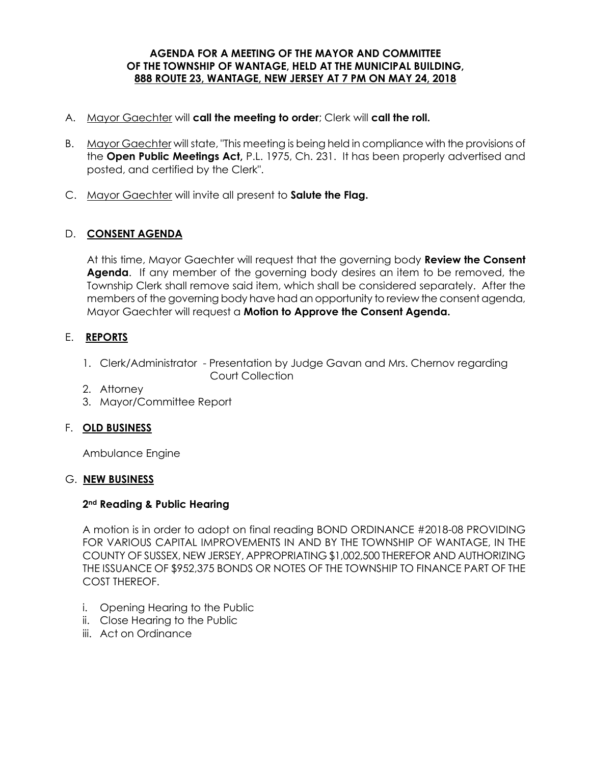**AGENDA FOR A MEETING OF THE MAYOR AND COMMITTEE OF THE TOWNSHIP OF WANTAGE, HELD AT THE MUNICIPAL BUILDING, 888 ROUTE 23, WANTAGE, NEW JERSEY AT 7 PM ON MAY 24, 2018**

A. Mayor Gaechter will **call the meeting to order**; Clerk will **call the roll.**

B. Mayor Gaechter will state, "This meeting is being held in compliance with the provisions of the **Open Public Meetings Act,** P.L. 1975, Ch. 231. It has been properly advertised and posted, and certified by the Clerk".

C. Mayor Gaechter will invite all present to **Salute the Flag.**

D. **CONSENT AGENDA**

At this time, Mayor Gaechter will request that the governing body **Review the Consent Agenda**. If any member of the governing body desires an item to be removed, the Township Clerk shall remove said item, which shall be considered separately. After the members of the governing body have had an opportunity to review the consent agenda, Mayor Gaechter will request a **Motion to Approve the Consent Agenda.**

E. **REPORTS**

1. Clerk/Administrator - Presentation by Judge Gavan and Mrs. Chernov regarding Court Collection
2. Attorney
3. Mayor/Committee Report

F. **OLD BUSINESS**

Ambulance Engine

G. **NEW BUSINESS**

**2nd Reading & Public Hearing**

A motion is in order to adopt on final reading BOND ORDINANCE #2018-08 PROVIDING FOR VARIOUS CAPITAL IMPROVEMENTS IN AND BY THE TOWNSHIP OF WANTAGE, IN THE COUNTY OF SUSSEX, NEW JERSEY, APPROPRIATING $1,002,500 THEREFOR AND AUTHORIZING THE ISSUANCE OF $952,375 BONDS OR NOTES OF THE TOWNSHIP TO FINANCE PART OF THE COST THEREOF.

i. Opening Hearing to the Public
ii. Close Hearing to the Public
iii. Act on Ordinance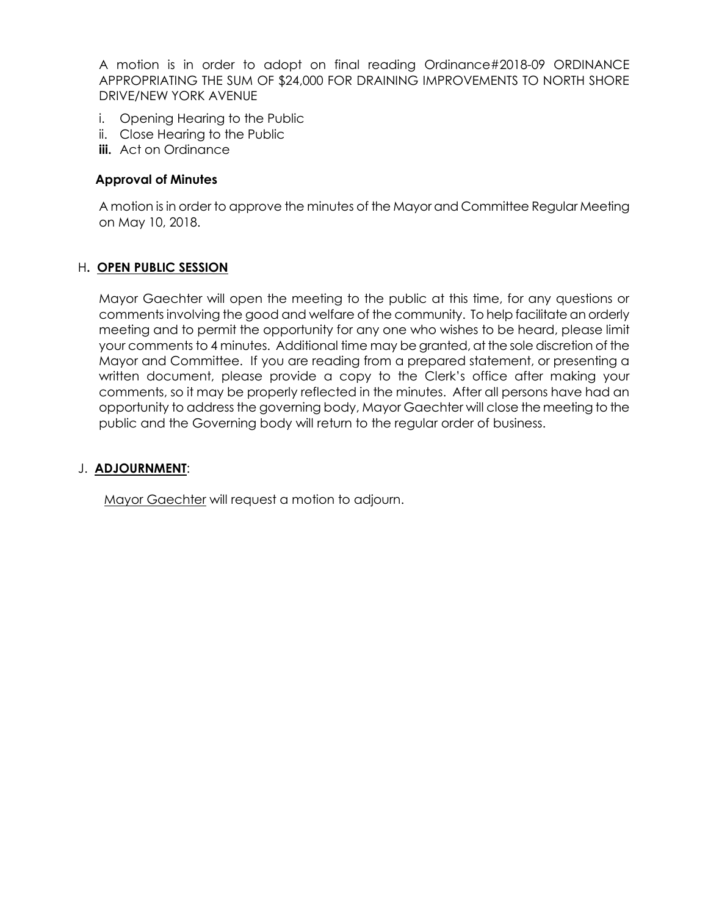A motion is in order to adopt on final reading Ordinance#2018-09 ORDINANCE APPROPRIATING THE SUM OF $24,000 FOR DRAINING IMPROVEMENTS TO NORTH SHORE DRIVE/NEW YORK AVENUE

i. Opening Hearing to the Public
ii. Close Hearing to the Public
**iii.** Act on Ordinance

**Approval of Minutes**

A motion is in order to approve the minutes of the Mayor and Committee Regular Meeting on May 10, 2018.

## H**. OPEN PUBLIC SESSION**

Mayor Gaechter will open the meeting to the public at this time, for any questions or comments involving the good and welfare of the community. To help facilitate an orderly meeting and to permit the opportunity for any one who wishes to be heard, please limit your comments to 4 minutes. Additional time may be granted, at the sole discretion of the Mayor and Committee. If you are reading from a prepared statement, or presenting a written document, please provide a copy to the Clerk's office after making your comments, so it may be properly reflected in the minutes. After all persons have had an opportunity to address the governing body, Mayor Gaechter will close the meeting to the public and the Governing body will return to the regular order of business.

## J. **ADJOURNMENT**:

Mayor Gaechter will request a motion to adjourn.